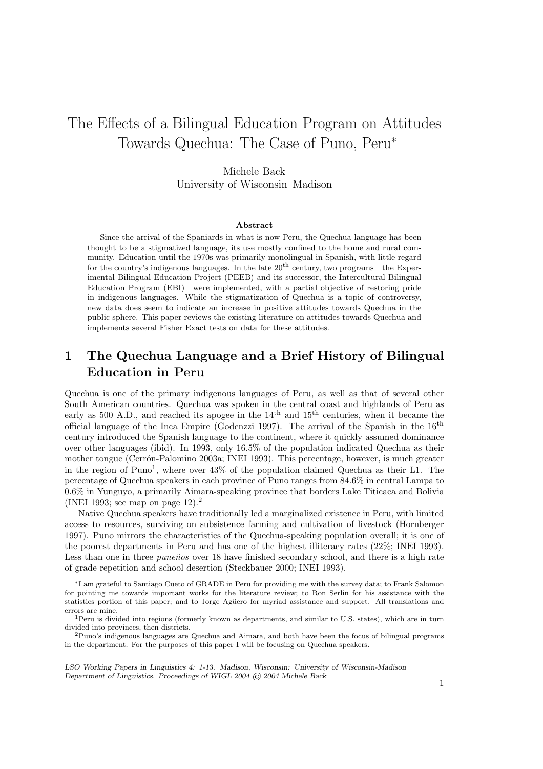# The Effects of a Bilingual Education Program on Attitudes Towards Quechua: The Case of Puno, Peru*

Michele Back
University of Wisconsin–Madison

**Abstract**

Since the arrival of the Spaniards in what is now Peru, the Quechua language has been thought to be a stigmatized language, its use mostly confined to the home and rural community. Education until the 1970s was primarily monolingual in Spanish, with little regard for the country's indigenous languages. In the late 20th century, two programs—the Experimental Bilingual Education Project (PEEB) and its successor, the Intercultural Bilingual Education Program (EBI)—were implemented, with a partial objective of restoring pride in indigenous languages. While the stigmatization of Quechua is a topic of controversy, new data does seem to indicate an increase in positive attitudes towards Quechua in the public sphere. This paper reviews the existing literature on attitudes towards Quechua and implements several Fisher Exact tests on data for these attitudes.

## 1 The Quechua Language and a Brief History of Bilingual Education in Peru

Quechua is one of the primary indigenous languages of Peru, as well as that of several other South American countries. Quechua was spoken in the central coast and highlands of Peru as early as 500 A.D., and reached its apogee in the 14th and 15th centuries, when it became the official language of the Inca Empire (Godenzzi 1997). The arrival of the Spanish in the 16th century introduced the Spanish language to the continent, where it quickly assumed dominance over other languages (ibid). In 1993, only 16.5% of the population indicated Quechua as their mother tongue (Cerrón-Palomino 2003a; INEI 1993). This percentage, however, is much greater in the region of Puno[1], where over 43% of the population claimed Quechua as their L1. The percentage of Quechua speakers in each province of Puno ranges from 84.6% in central Lampa to 0.6% in Yunguyo, a primarily Aimara-speaking province that borders Lake Titicaca and Bolivia (INEI 1993; see map on page 12).[2]

Native Quechua speakers have traditionally led a marginalized existence in Peru, with limited access to resources, surviving on subsistence farming and cultivation of livestock (Hornberger 1997). Puno mirrors the characteristics of the Quechua-speaking population overall; it is one of the poorest departments in Peru and has one of the highest illiteracy rates (22%; INEI 1993). Less than one in three *puneños* over 18 have finished secondary school, and there is a high rate of grade repetition and school desertion (Steckbauer 2000; INEI 1993).

*I am grateful to Santiago Cueto of GRADE in Peru for providing me with the survey data; to Frank Salomon for pointing me towards important works for the literature review; to Ron Serlin for his assistance with the statistics portion of this paper; and to Jorge Agüero for myriad assistance and support. All translations and errors are mine.

[1] Peru is divided into regions (formerly known as departments, and similar to U.S. states), which are in turn divided into provinces, then districts.

[2] Puno's indigenous languages are Quechua and Aimara, and both have been the focus of bilingual programs in the department. For the purposes of this paper I will be focusing on Quechua speakers.

*LSO Working Papers in Linguistics 4: 1-13. Madison, Wisconsin: University of Wisconsin-Madison Department of Linguistics. Proceedings of WIGL 2004 © 2004 Michele Back*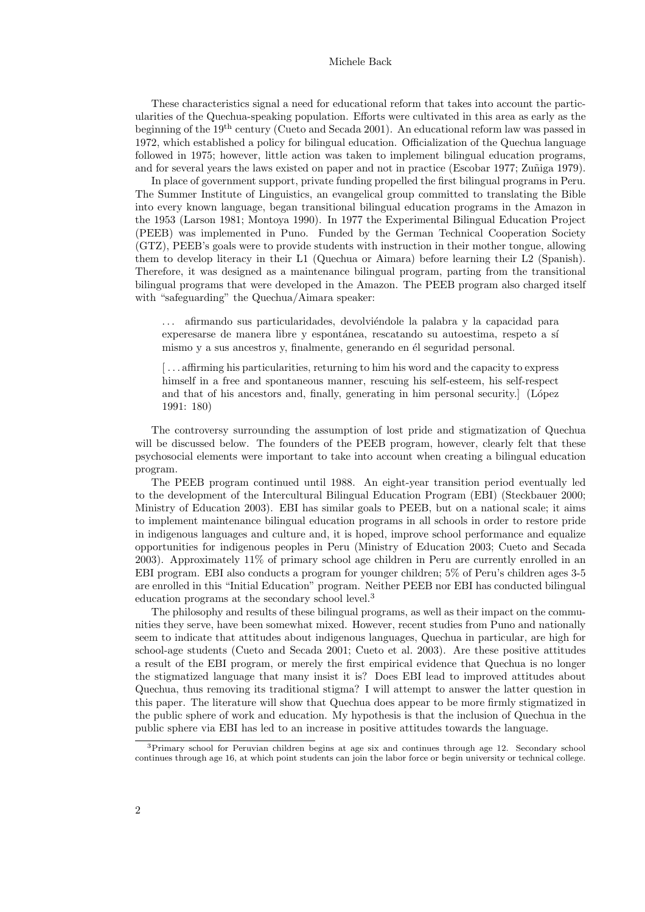These characteristics signal a need for educational reform that takes into account the particularities of the Quechua-speaking population. Efforts were cultivated in this area as early as the beginning of the 19th century (Cueto and Secada 2001). An educational reform law was passed in 1972, which established a policy for bilingual education. Officialization of the Quechua language followed in 1975; however, little action was taken to implement bilingual education programs, and for several years the laws existed on paper and not in practice (Escobar 1977; Zuñiga 1979).

In place of government support, private funding propelled the first bilingual programs in Peru. The Summer Institute of Linguistics, an evangelical group committed to translating the Bible into every known language, began transitional bilingual education programs in the Amazon in the 1953 (Larson 1981; Montoya 1990). In 1977 the Experimental Bilingual Education Project (PEEB) was implemented in Puno. Funded by the German Technical Cooperation Society (GTZ), PEEB's goals were to provide students with instruction in their mother tongue, allowing them to develop literacy in their L1 (Quechua or Aimara) before learning their L2 (Spanish). Therefore, it was designed as a maintenance bilingual program, parting from the transitional bilingual programs that were developed in the Amazon. The PEEB program also charged itself with "safeguarding" the Quechua/Aimara speaker:

> ... afirmando sus particularidades, devolviéndole la palabra y la capacidad para experesarse de manera libre y espontánea, rescatando su autoestima, respeto a sí mismo y a sus ancestros y, finalmente, generando en él seguridad personal.
>
> [... affirming his particularities, returning to him his word and the capacity to express himself in a free and spontaneous manner, rescuing his self-esteem, his self-respect and that of his ancestors and, finally, generating in him personal security.] (López 1991: 180)

The controversy surrounding the assumption of lost pride and stigmatization of Quechua will be discussed below. The founders of the PEEB program, however, clearly felt that these psychosocial elements were important to take into account when creating a bilingual education program.

The PEEB program continued until 1988. An eight-year transition period eventually led to the development of the Intercultural Bilingual Education Program (EBI) (Steckbauer 2000; Ministry of Education 2003). EBI has similar goals to PEEB, but on a national scale; it aims to implement maintenance bilingual education programs in all schools in order to restore pride in indigenous languages and culture and, it is hoped, improve school performance and equalize opportunities for indigenous peoples in Peru (Ministry of Education 2003; Cueto and Secada 2003). Approximately 11% of primary school age children in Peru are currently enrolled in an EBI program. EBI also conducts a program for younger children; 5% of Peru's children ages 3-5 are enrolled in this "Initial Education" program. Neither PEEB nor EBI has conducted bilingual education programs at the secondary school level.[3]

The philosophy and results of these bilingual programs, as well as their impact on the communities they serve, have been somewhat mixed. However, recent studies from Puno and nationally seem to indicate that attitudes about indigenous languages, Quechua in particular, are high for school-age students (Cueto and Secada 2001; Cueto et al. 2003). Are these positive attitudes a result of the EBI program, or merely the first empirical evidence that Quechua is no longer the stigmatized language that many insist it is? Does EBI lead to improved attitudes about Quechua, thus removing its traditional stigma? I will attempt to answer the latter question in this paper. The literature will show that Quechua does appear to be more firmly stigmatized in the public sphere of work and education. My hypothesis is that the inclusion of Quechua in the public sphere via EBI has led to an increase in positive attitudes towards the language.

[3] Primary school for Peruvian children begins at age six and continues through age 12. Secondary school continues through age 16, at which point students can join the labor force or begin university or technical college.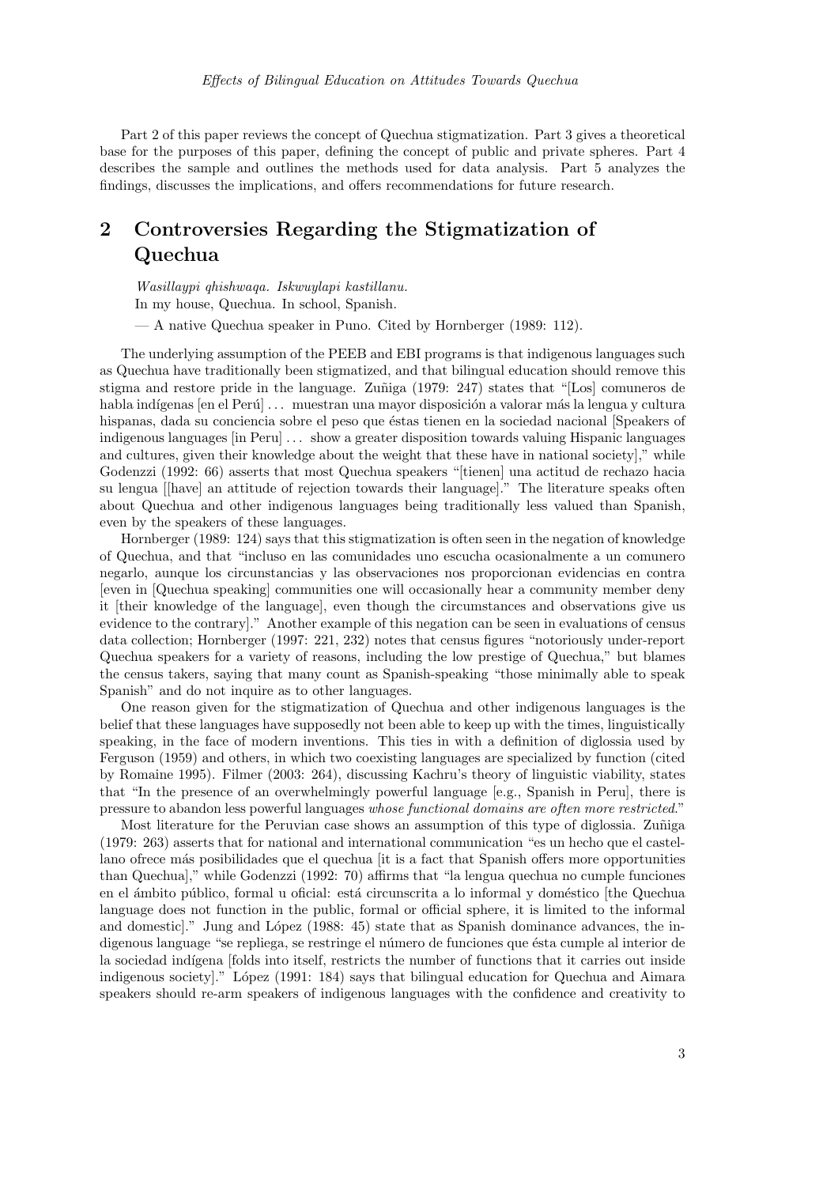Part 2 of this paper reviews the concept of Quechua stigmatization. Part 3 gives a theoretical base for the purposes of this paper, defining the concept of public and private spheres. Part 4 describes the sample and outlines the methods used for data analysis. Part 5 analyzes the findings, discusses the implications, and offers recommendations for future research.

## 2 Controversies Regarding the Stigmatization of Quechua

*Wasillaypi qhishwaqa. Iskwuylapi kastillanu.*
In my house, Quechua. In school, Spanish.

— A native Quechua speaker in Puno. Cited by Hornberger (1989: 112).

The underlying assumption of the PEEB and EBI programs is that indigenous languages such as Quechua have traditionally been stigmatized, and that bilingual education should remove this stigma and restore pride in the language. Zuñiga (1979: 247) states that "[Los] comuneros de habla indígenas [en el Perú] ... muestran una mayor disposición a valorar más la lengua y cultura hispanas, dada su conciencia sobre el peso que éstas tienen en la sociedad nacional [Speakers of indigenous languages [in Peru] ... show a greater disposition towards valuing Hispanic languages and cultures, given their knowledge about the weight that these have in national society]," while Godenzzi (1992: 66) asserts that most Quechua speakers "[tienen] una actitud de rechazo hacia su lengua [[have] an attitude of rejection towards their language]." The literature speaks often about Quechua and other indigenous languages being traditionally less valued than Spanish, even by the speakers of these languages.

Hornberger (1989: 124) says that this stigmatization is often seen in the negation of knowledge of Quechua, and that "incluso en las comunidades uno escucha ocasionalmente a un comunero negarlo, aunque los circunstancias y las observaciones nos proporcionan evidencias en contra [even in [Quechua speaking] communities one will occasionally hear a community member deny it [their knowledge of the language], even though the circumstances and observations give us evidence to the contrary]." Another example of this negation can be seen in evaluations of census data collection; Hornberger (1997: 221, 232) notes that census figures "notoriously under-report Quechua speakers for a variety of reasons, including the low prestige of Quechua," but blames the census takers, saying that many count as Spanish-speaking "those minimally able to speak Spanish" and do not inquire as to other languages.

One reason given for the stigmatization of Quechua and other indigenous languages is the belief that these languages have supposedly not been able to keep up with the times, linguistically speaking, in the face of modern inventions. This ties in with a definition of diglossia used by Ferguson (1959) and others, in which two coexisting languages are specialized by function (cited by Romaine 1995). Filmer (2003: 264), discussing Kachru's theory of linguistic viability, states that "In the presence of an overwhelmingly powerful language [e.g., Spanish in Peru], there is pressure to abandon less powerful languages *whose functional domains are often more restricted*."

Most literature for the Peruvian case shows an assumption of this type of diglossia. Zuñiga (1979: 263) asserts that for national and international communication "es un hecho que el castellano ofrece más posibilidades que el quechua [it is a fact that Spanish offers more opportunities than Quechua]," while Godenzzi (1992: 70) affirms that "la lengua quechua no cumple funciones en el ámbito público, formal u oficial: está circunscrita a lo informal y doméstico [the Quechua language does not function in the public, formal or official sphere, it is limited to the informal and domestic]." Jung and López (1988: 45) state that as Spanish dominance advances, the indigenous language "se repliega, se restringe el número de funciones que ésta cumple al interior de la sociedad indígena [folds into itself, restricts the number of functions that it carries out inside indigenous society]." López (1991: 184) says that bilingual education for Quechua and Aimara speakers should re-arm speakers of indigenous languages with the confidence and creativity to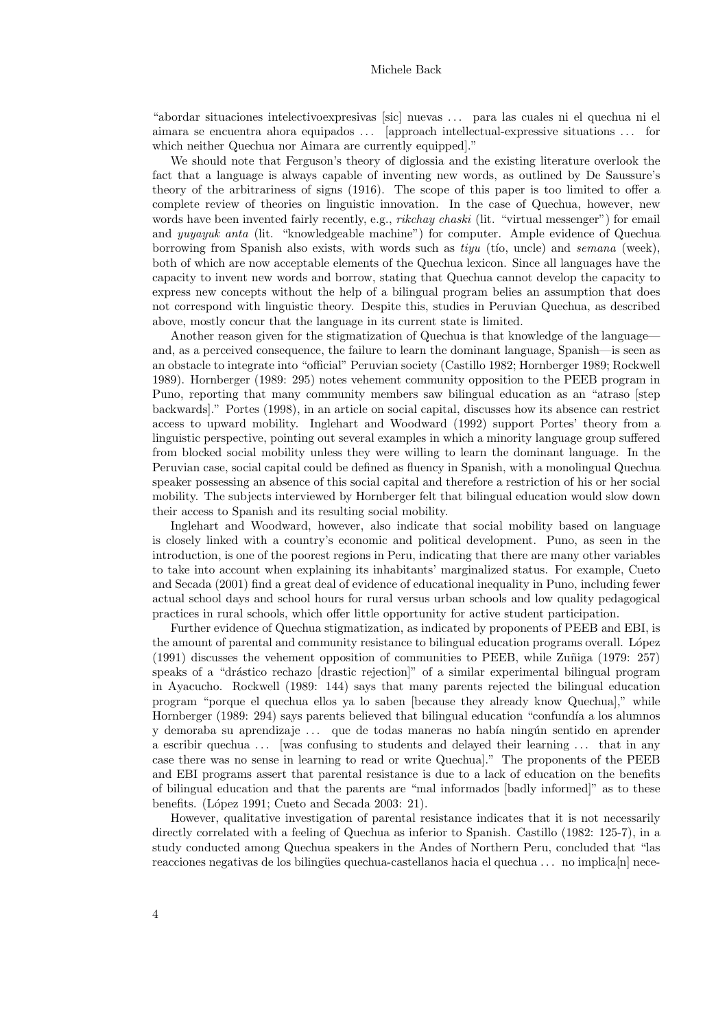"abordar situaciones intelectivoexpresivas [sic] nuevas ... para las cuales ni el quechua ni el aimara se encuentra ahora equipados ... [approach intellectual-expressive situations ... for which neither Quechua nor Aimara are currently equipped]."

We should note that Ferguson's theory of diglossia and the existing literature overlook the fact that a language is always capable of inventing new words, as outlined by De Saussure's theory of the arbitrariness of signs (1916). The scope of this paper is too limited to offer a complete review of theories on linguistic innovation. In the case of Quechua, however, new words have been invented fairly recently, e.g., *rikchay chaski* (lit. "virtual messenger") for email and *yuyayuk anta* (lit. "knowledgeable machine") for computer. Ample evidence of Quechua borrowing from Spanish also exists, with words such as *tiyu* (tío, uncle) and *semana* (week), both of which are now acceptable elements of the Quechua lexicon. Since all languages have the capacity to invent new words and borrow, stating that Quechua cannot develop the capacity to express new concepts without the help of a bilingual program belies an assumption that does not correspond with linguistic theory. Despite this, studies in Peruvian Quechua, as described above, mostly concur that the language in its current state is limited.

Another reason given for the stigmatization of Quechua is that knowledge of the language—and, as a perceived consequence, the failure to learn the dominant language, Spanish—is seen as an obstacle to integrate into "official" Peruvian society (Castillo 1982; Hornberger 1989; Rockwell 1989). Hornberger (1989: 295) notes vehement community opposition to the PEEB program in Puno, reporting that many community members saw bilingual education as an "atraso [step backwards]." Portes (1998), in an article on social capital, discusses how its absence can restrict access to upward mobility. Inglehart and Woodward (1992) support Portes' theory from a linguistic perspective, pointing out several examples in which a minority language group suffered from blocked social mobility unless they were willing to learn the dominant language. In the Peruvian case, social capital could be defined as fluency in Spanish, with a monolingual Quechua speaker possessing an absence of this social capital and therefore a restriction of his or her social mobility. The subjects interviewed by Hornberger felt that bilingual education would slow down their access to Spanish and its resulting social mobility.

Inglehart and Woodward, however, also indicate that social mobility based on language is closely linked with a country's economic and political development. Puno, as seen in the introduction, is one of the poorest regions in Peru, indicating that there are many other variables to take into account when explaining its inhabitants' marginalized status. For example, Cueto and Secada (2001) find a great deal of evidence of educational inequality in Puno, including fewer actual school days and school hours for rural versus urban schools and low quality pedagogical practices in rural schools, which offer little opportunity for active student participation.

Further evidence of Quechua stigmatization, as indicated by proponents of PEEB and EBI, is the amount of parental and community resistance to bilingual education programs overall. López (1991) discusses the vehement opposition of communities to PEEB, while Zuñiga (1979: 257) speaks of a "drástico rechazo [drastic rejection]" of a similar experimental bilingual program in Ayacucho. Rockwell (1989: 144) says that many parents rejected the bilingual education program "porque el quechua ellos ya lo saben [because they already know Quechua]," while Hornberger (1989: 294) says parents believed that bilingual education "confundía a los alumnos y demoraba su aprendizaje ... que de todas maneras no había ningún sentido en aprender a escribir quechua ... [was confusing to students and delayed their learning ... that in any case there was no sense in learning to read or write Quechua]." The proponents of the PEEB and EBI programs assert that parental resistance is due to a lack of education on the benefits of bilingual education and that the parents are "mal informados [badly informed]" as to these benefits. (López 1991; Cueto and Secada 2003: 21).

However, qualitative investigation of parental resistance indicates that it is not necessarily directly correlated with a feeling of Quechua as inferior to Spanish. Castillo (1982: 125-7), in a study conducted among Quechua speakers in the Andes of Northern Peru, concluded that "las reacciones negativas de los bilingües quechua-castellanos hacia el quechua ... no implica[n] nece-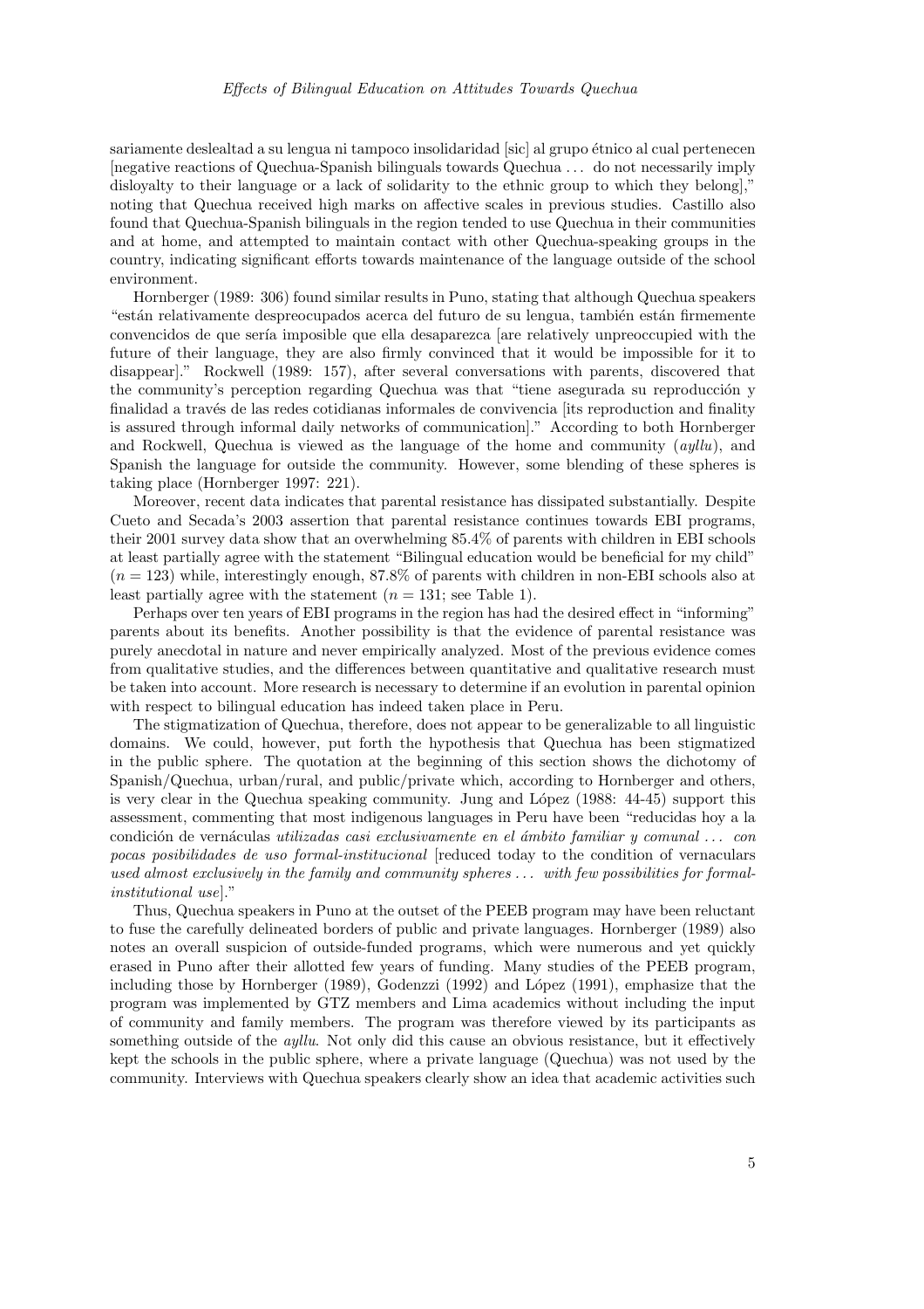sariamente deslealtad a su lengua ni tampoco insolidaridad [sic] al grupo étnico al cual pertenecen [negative reactions of Quechua-Spanish bilinguals towards Quechua . . . do not necessarily imply disloyalty to their language or a lack of solidarity to the ethnic group to which they belong]," noting that Quechua received high marks on affective scales in previous studies. Castillo also found that Quechua-Spanish bilinguals in the region tended to use Quechua in their communities and at home, and attempted to maintain contact with other Quechua-speaking groups in the country, indicating significant efforts towards maintenance of the language outside of the school environment.

Hornberger (1989: 306) found similar results in Puno, stating that although Quechua speakers "están relativamente despreocupados acerca del futuro de su lengua, también están firmemente convencidos de que sería imposible que ella desaparezca [are relatively unpreoccupied with the future of their language, they are also firmly convinced that it would be impossible for it to disappear]." Rockwell (1989: 157), after several conversations with parents, discovered that the community's perception regarding Quechua was that "tiene asegurada su reproducción y finalidad a través de las redes cotidianas informales de convivencia [its reproduction and finality is assured through informal daily networks of communication]." According to both Hornberger and Rockwell, Quechua is viewed as the language of the home and community (*ayllu*), and Spanish the language for outside the community. However, some blending of these spheres is taking place (Hornberger 1997: 221).

Moreover, recent data indicates that parental resistance has dissipated substantially. Despite Cueto and Secada's 2003 assertion that parental resistance continues towards EBI programs, their 2001 survey data show that an overwhelming 85.4% of parents with children in EBI schools at least partially agree with the statement "Bilingual education would be beneficial for my child" ($n = 123$) while, interestingly enough, 87.8% of parents with children in non-EBI schools also at least partially agree with the statement ($n = 131$; see Table 1).

Perhaps over ten years of EBI programs in the region has had the desired effect in "informing" parents about its benefits. Another possibility is that the evidence of parental resistance was purely anecdotal in nature and never empirically analyzed. Most of the previous evidence comes from qualitative studies, and the differences between quantitative and qualitative research must be taken into account. More research is necessary to determine if an evolution in parental opinion with respect to bilingual education has indeed taken place in Peru.

The stigmatization of Quechua, therefore, does not appear to be generalizable to all linguistic domains. We could, however, put forth the hypothesis that Quechua has been stigmatized in the public sphere. The quotation at the beginning of this section shows the dichotomy of Spanish/Quechua, urban/rural, and public/private which, according to Hornberger and others, is very clear in the Quechua speaking community. Jung and López (1988: 44-45) support this assessment, commenting that most indigenous languages in Peru have been "reducidas hoy a la condición de vernáculas *utilizadas casi exclusivamente en el ámbito familiar y comunal . . . con pocas posibilidades de uso formal-institucional* [reduced today to the condition of vernaculars *used almost exclusively in the family and community spheres . . . with few possibilities for formal-institutional use*]."

Thus, Quechua speakers in Puno at the outset of the PEEB program may have been reluctant to fuse the carefully delineated borders of public and private languages. Hornberger (1989) also notes an overall suspicion of outside-funded programs, which were numerous and yet quickly erased in Puno after their allotted few years of funding. Many studies of the PEEB program, including those by Hornberger (1989), Godenzzi (1992) and López (1991), emphasize that the program was implemented by GTZ members and Lima academics without including the input of community and family members. The program was therefore viewed by its participants as something outside of the *ayllu*. Not only did this cause an obvious resistance, but it effectively kept the schools in the public sphere, where a private language (Quechua) was not used by the community. Interviews with Quechua speakers clearly show an idea that academic activities such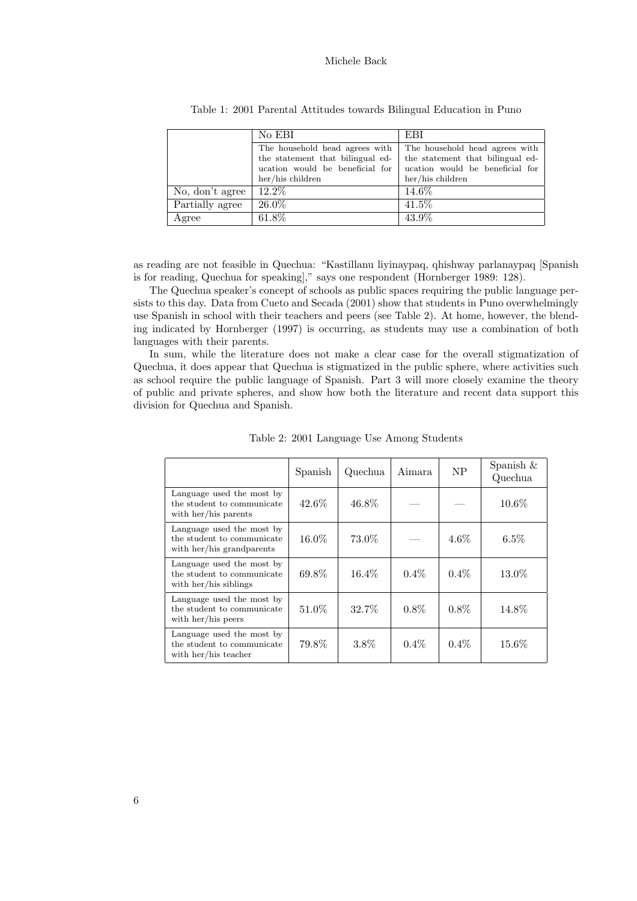Table 1: 2001 Parental Attitudes towards Bilingual Education in Puno

| | No EBI | EBI |
|---|---|---|
| | The household head agrees with the statement that bilingual education would be beneficial for her/his children | The household head agrees with the statement that bilingual education would be beneficial for her/his children |
| No, don't agree | 12.2% | 14.6% |
| Partially agree | 26.0% | 41.5% |
| Agree | 61.8% | 43.9% |

as reading are not feasible in Quechua: "Kastillanu liyinaypaq, qhishway parlanaypaq [Spanish is for reading, Quechua for speaking]," says one respondent (Hornberger 1989: 128).

The Quechua speaker's concept of schools as public spaces requiring the public language persists to this day. Data from Cueto and Secada (2001) show that students in Puno overwhelmingly use Spanish in school with their teachers and peers (see Table 2). At home, however, the blending indicated by Hornberger (1997) is occurring, as students may use a combination of both languages with their parents.

In sum, while the literature does not make a clear case for the overall stigmatization of Quechua, it does appear that Quechua is stigmatized in the public sphere, where activities such as school require the public language of Spanish. Part 3 will more closely examine the theory of public and private spheres, and show how both the literature and recent data support this division for Quechua and Spanish.

Table 2: 2001 Language Use Among Students

| | Spanish | Quechua | Aimara | NP | Spanish & Quechua |
|---|---|---|---|---|---|
| Language used the most by the student to communicate with her/his parents | 42.6% | 46.8% | — | — | 10.6% |
| Language used the most by the student to communicate with her/his grandparents | 16.0% | 73.0% | — | 4.6% | 6.5% |
| Language used the most by the student to communicate with her/his siblings | 69.8% | 16.4% | 0.4% | 0.4% | 13.0% |
| Language used the most by the student to communicate with her/his peers | 51.0% | 32.7% | 0.8% | 0.8% | 14.8% |
| Language used the most by the student to communicate with her/his teacher | 79.8% | 3.8% | 0.4% | 0.4% | 15.6% |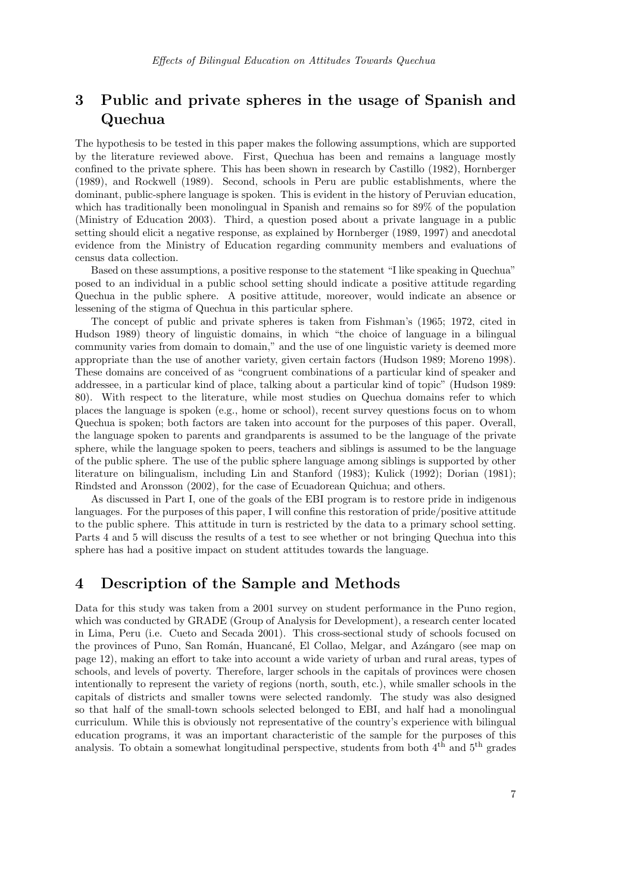## 3 Public and private spheres in the usage of Spanish and Quechua

The hypothesis to be tested in this paper makes the following assumptions, which are supported by the literature reviewed above. First, Quechua has been and remains a language mostly confined to the private sphere. This has been shown in research by Castillo (1982), Hornberger (1989), and Rockwell (1989). Second, schools in Peru are public establishments, where the dominant, public-sphere language is spoken. This is evident in the history of Peruvian education, which has traditionally been monolingual in Spanish and remains so for 89% of the population (Ministry of Education 2003). Third, a question posed about a private language in a public setting should elicit a negative response, as explained by Hornberger (1989, 1997) and anecdotal evidence from the Ministry of Education regarding community members and evaluations of census data collection.

Based on these assumptions, a positive response to the statement "I like speaking in Quechua" posed to an individual in a public school setting should indicate a positive attitude regarding Quechua in the public sphere. A positive attitude, moreover, would indicate an absence or lessening of the stigma of Quechua in this particular sphere.

The concept of public and private spheres is taken from Fishman's (1965; 1972, cited in Hudson 1989) theory of linguistic domains, in which "the choice of language in a bilingual community varies from domain to domain," and the use of one linguistic variety is deemed more appropriate than the use of another variety, given certain factors (Hudson 1989; Moreno 1998). These domains are conceived of as "congruent combinations of a particular kind of speaker and addressee, in a particular kind of place, talking about a particular kind of topic" (Hudson 1989: 80). With respect to the literature, while most studies on Quechua domains refer to which places the language is spoken (e.g., home or school), recent survey questions focus on to whom Quechua is spoken; both factors are taken into account for the purposes of this paper. Overall, the language spoken to parents and grandparents is assumed to be the language of the private sphere, while the language spoken to peers, teachers and siblings is assumed to be the language of the public sphere. The use of the public sphere language among siblings is supported by other literature on bilingualism, including Lin and Stanford (1983); Kulick (1992); Dorian (1981); Rindsted and Aronsson (2002), for the case of Ecuadorean Quichua; and others.

As discussed in Part I, one of the goals of the EBI program is to restore pride in indigenous languages. For the purposes of this paper, I will confine this restoration of pride/positive attitude to the public sphere. This attitude in turn is restricted by the data to a primary school setting. Parts 4 and 5 will discuss the results of a test to see whether or not bringing Quechua into this sphere has had a positive impact on student attitudes towards the language.

## 4 Description of the Sample and Methods

Data for this study was taken from a 2001 survey on student performance in the Puno region, which was conducted by GRADE (Group of Analysis for Development), a research center located in Lima, Peru (i.e. Cueto and Secada 2001). This cross-sectional study of schools focused on the provinces of Puno, San Román, Huancané, El Collao, Melgar, and Azángaro (see map on page 12), making an effort to take into account a wide variety of urban and rural areas, types of schools, and levels of poverty. Therefore, larger schools in the capitals of provinces were chosen intentionally to represent the variety of regions (north, south, etc.), while smaller schools in the capitals of districts and smaller towns were selected randomly. The study was also designed so that half of the small-town schools selected belonged to EBI, and half had a monolingual curriculum. While this is obviously not representative of the country's experience with bilingual education programs, it was an important characteristic of the sample for the purposes of this analysis. To obtain a somewhat longitudinal perspective, students from both 4$^{\text{th}}$ and 5$^{\text{th}}$ grades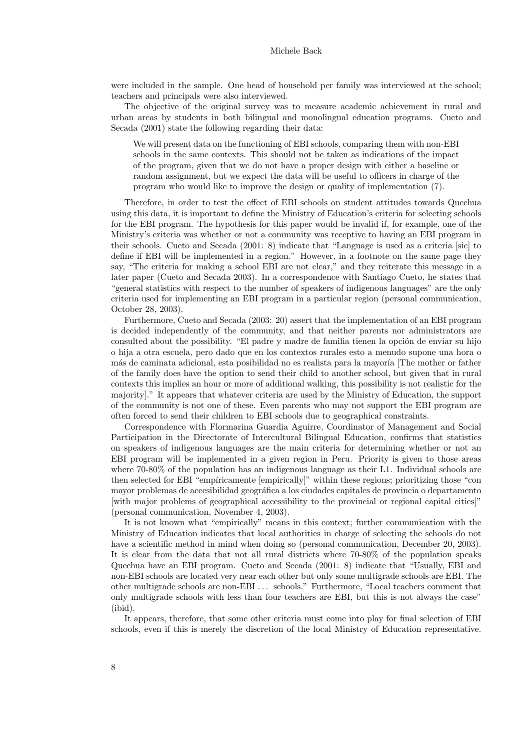were included in the sample. One head of household per family was interviewed at the school; teachers and principals were also interviewed.

The objective of the original survey was to measure academic achievement in rural and urban areas by students in both bilingual and monolingual education programs. Cueto and Secada (2001) state the following regarding their data:

> We will present data on the functioning of EBI schools, comparing them with non-EBI schools in the same contexts. This should not be taken as indications of the impact of the program, given that we do not have a proper design with either a baseline or random assignment, but we expect the data will be useful to officers in charge of the program who would like to improve the design or quality of implementation (7).

Therefore, in order to test the effect of EBI schools on student attitudes towards Quechua using this data, it is important to define the Ministry of Education's criteria for selecting schools for the EBI program. The hypothesis for this paper would be invalid if, for example, one of the Ministry's criteria was whether or not a community was receptive to having an EBI program in their schools. Cueto and Secada (2001: 8) indicate that "Language is used as a criteria [sic] to define if EBI will be implemented in a region." However, in a footnote on the same page they say, "The criteria for making a school EBI are not clear," and they reiterate this message in a later paper (Cueto and Secada 2003). In a correspondence with Santiago Cueto, he states that "general statistics with respect to the number of speakers of indigenous languages" are the only criteria used for implementing an EBI program in a particular region (personal communication, October 28, 2003).

Furthermore, Cueto and Secada (2003: 20) assert that the implementation of an EBI program is decided independently of the community, and that neither parents nor administrators are consulted about the possibility. "El padre y madre de familia tienen la opción de enviar su hijo o hija a otra escuela, pero dado que en los contextos rurales esto a menudo supone una hora o más de caminata adicional, esta posibilidad no es realista para la mayoría [The mother or father of the family does have the option to send their child to another school, but given that in rural contexts this implies an hour or more of additional walking, this possibility is not realistic for the majority]." It appears that whatever criteria are used by the Ministry of Education, the support of the community is not one of these. Even parents who may not support the EBI program are often forced to send their children to EBI schools due to geographical constraints.

Correspondence with Flormarina Guardia Aguirre, Coordinator of Management and Social Participation in the Directorate of Intercultural Bilingual Education, confirms that statistics on speakers of indigenous languages are the main criteria for determining whether or not an EBI program will be implemented in a given region in Peru. Priority is given to those areas where 70-80% of the population has an indigenous language as their L1. Individual schools are then selected for EBI "empíricamente [empirically]" within these regions; prioritizing those "con mayor problemas de accesibilidad geográfica a los ciudades capitales de provincia o departamento [with major problems of geographical accessibility to the provincial or regional capital cities]" (personal communication, November 4, 2003).

It is not known what "empirically" means in this context; further communication with the Ministry of Education indicates that local authorities in charge of selecting the schools do not have a scientific method in mind when doing so (personal communication, December 20, 2003). It is clear from the data that not all rural districts where 70-80% of the population speaks Quechua have an EBI program. Cueto and Secada (2001: 8) indicate that "Usually, EBI and non-EBI schools are located very near each other but only some multigrade schools are EBI. The other multigrade schools are non-EBI ... schools." Furthermore, "Local teachers comment that only multigrade schools with less than four teachers are EBI, but this is not always the case" (ibid).

It appears, therefore, that some other criteria must come into play for final selection of EBI schools, even if this is merely the discretion of the local Ministry of Education representative.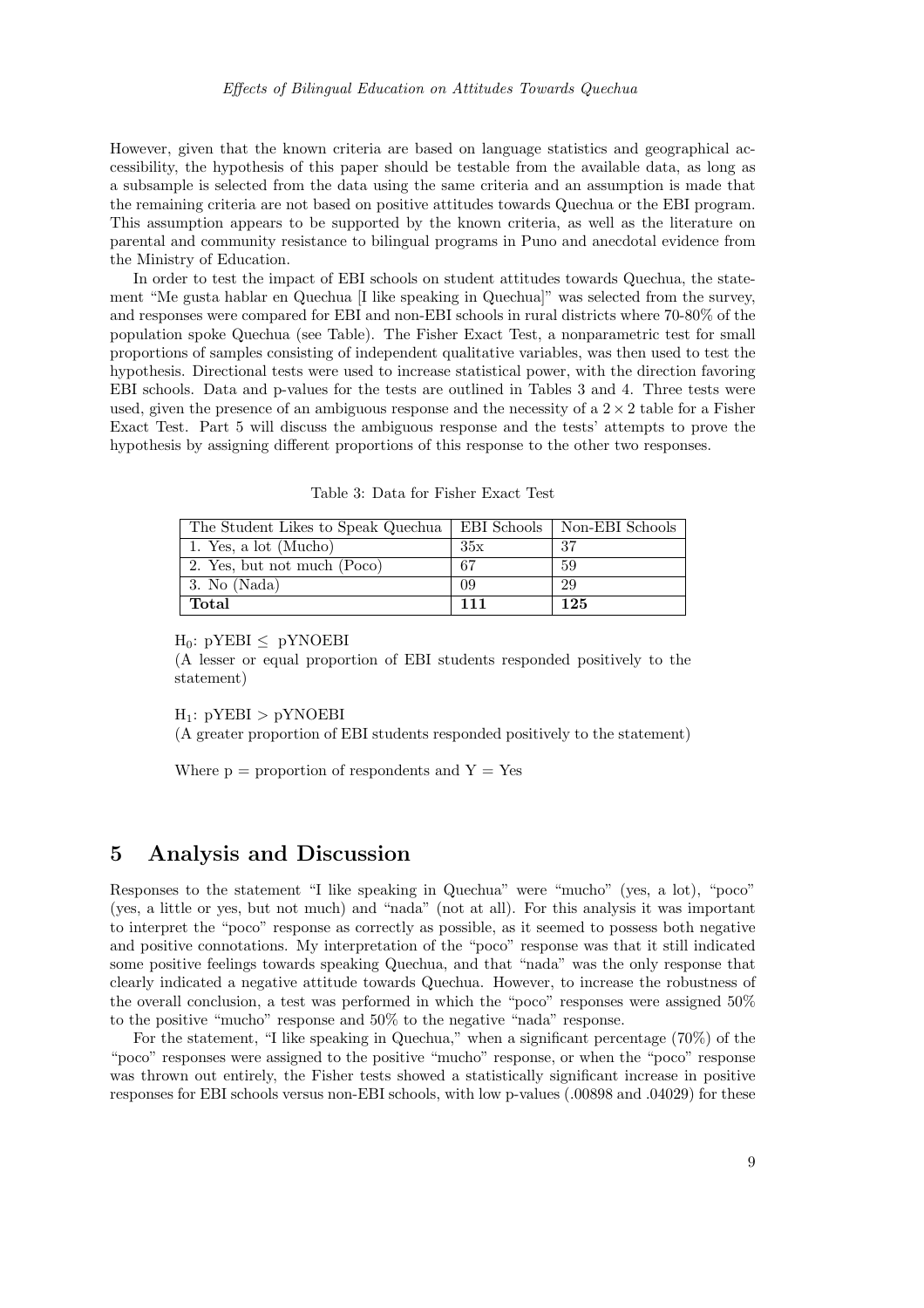However, given that the known criteria are based on language statistics and geographical accessibility, the hypothesis of this paper should be testable from the available data, as long as a subsample is selected from the data using the same criteria and an assumption is made that the remaining criteria are not based on positive attitudes towards Quechua or the EBI program. This assumption appears to be supported by the known criteria, as well as the literature on parental and community resistance to bilingual programs in Puno and anecdotal evidence from the Ministry of Education.

In order to test the impact of EBI schools on student attitudes towards Quechua, the statement "Me gusta hablar en Quechua [I like speaking in Quechua]" was selected from the survey, and responses were compared for EBI and non-EBI schools in rural districts where 70-80% of the population spoke Quechua (see Table). The Fisher Exact Test, a nonparametric test for small proportions of samples consisting of independent qualitative variables, was then used to test the hypothesis. Directional tests were used to increase statistical power, with the direction favoring EBI schools. Data and p-values for the tests are outlined in Tables 3 and 4. Three tests were used, given the presence of an ambiguous response and the necessity of a $2 \times 2$ table for a Fisher Exact Test. Part 5 will discuss the ambiguous response and the tests' attempts to prove the hypothesis by assigning different proportions of this response to the other two responses.

Table 3: Data for Fisher Exact Test

| The Student Likes to Speak Quechua | EBI Schools | Non-EBI Schools |
|---|---|---|
| 1. Yes, a lot (Mucho) | 35x | 37 |
| 2. Yes, but not much (Poco) | 67 | 59 |
| 3. No (Nada) | 09 | 29 |
| **Total** | **111** | **125** |

$H_0$: pYEBI $\leq$ pYNOEBI
(A lesser or equal proportion of EBI students responded positively to the statement)

$H_1$: pYEBI $>$ pYNOEBI
(A greater proportion of EBI students responded positively to the statement)

Where p = proportion of respondents and Y = Yes

## 5 Analysis and Discussion

Responses to the statement "I like speaking in Quechua" were "mucho" (yes, a lot), "poco" (yes, a little or yes, but not much) and "nada" (not at all). For this analysis it was important to interpret the "poco" response as correctly as possible, as it seemed to possess both negative and positive connotations. My interpretation of the "poco" response was that it still indicated some positive feelings towards speaking Quechua, and that "nada" was the only response that clearly indicated a negative attitude towards Quechua. However, to increase the robustness of the overall conclusion, a test was performed in which the "poco" responses were assigned 50% to the positive "mucho" response and 50% to the negative "nada" response.

For the statement, "I like speaking in Quechua," when a significant percentage (70%) of the "poco" responses were assigned to the positive "mucho" response, or when the "poco" response was thrown out entirely, the Fisher tests showed a statistically significant increase in positive responses for EBI schools versus non-EBI schools, with low p-values (.00898 and .04029) for these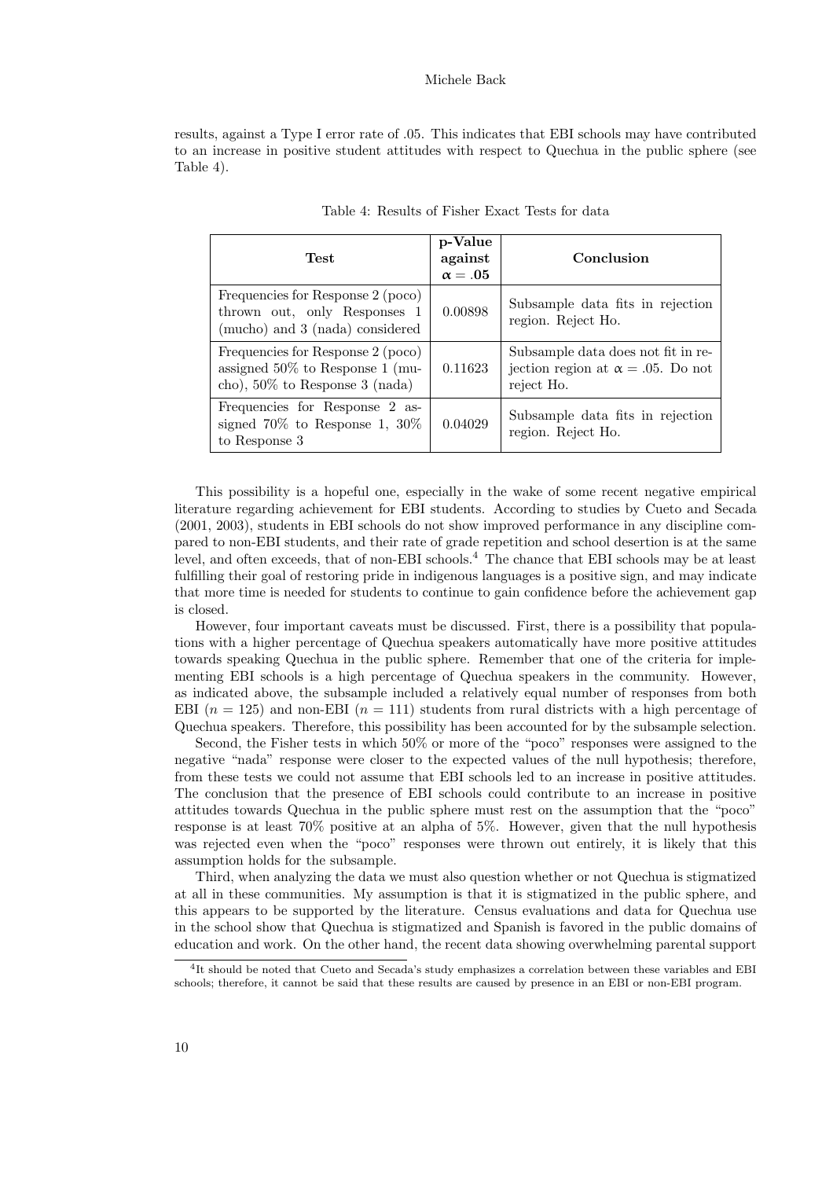results, against a Type I error rate of .05. This indicates that EBI schools may have contributed to an increase in positive student attitudes with respect to Quechua in the public sphere (see Table 4).

Table 4: Results of Fisher Exact Tests for data

| **Test** | **p-Value against $\alpha = .05$** | **Conclusion** |
|---|---|---|
| Frequencies for Response 2 (poco) thrown out, only Responses 1 (mucho) and 3 (nada) considered | 0.00898 | Subsample data fits in rejection region. Reject Ho. |
| Frequencies for Response 2 (poco) assigned 50% to Response 1 (mucho), 50% to Response 3 (nada) | 0.11623 | Subsample data does not fit in rejection region at $\alpha = .05$. Do not reject Ho. |
| Frequencies for Response 2 assigned 70% to Response 1, 30% to Response 3 | 0.04029 | Subsample data fits in rejection region. Reject Ho. |

This possibility is a hopeful one, especially in the wake of some recent negative empirical literature regarding achievement for EBI students. According to studies by Cueto and Secada (2001, 2003), students in EBI schools do not show improved performance in any discipline compared to non-EBI students, and their rate of grade repetition and school desertion is at the same level, and often exceeds, that of non-EBI schools.[4] The chance that EBI schools may be at least fulfilling their goal of restoring pride in indigenous languages is a positive sign, and may indicate that more time is needed for students to continue to gain confidence before the achievement gap is closed.

However, four important caveats must be discussed. First, there is a possibility that populations with a higher percentage of Quechua speakers automatically have more positive attitudes towards speaking Quechua in the public sphere. Remember that one of the criteria for implementing EBI schools is a high percentage of Quechua speakers in the community. However, as indicated above, the subsample included a relatively equal number of responses from both EBI ($n = 125$) and non-EBI ($n = 111$) students from rural districts with a high percentage of Quechua speakers. Therefore, this possibility has been accounted for by the subsample selection.

Second, the Fisher tests in which 50% or more of the "poco" responses were assigned to the negative "nada" response were closer to the expected values of the null hypothesis; therefore, from these tests we could not assume that EBI schools led to an increase in positive attitudes. The conclusion that the presence of EBI schools could contribute to an increase in positive attitudes towards Quechua in the public sphere must rest on the assumption that the "poco" response is at least 70% positive at an alpha of 5%. However, given that the null hypothesis was rejected even when the "poco" responses were thrown out entirely, it is likely that this assumption holds for the subsample.

Third, when analyzing the data we must also question whether or not Quechua is stigmatized at all in these communities. My assumption is that it is stigmatized in the public sphere, and this appears to be supported by the literature. Census evaluations and data for Quechua use in the school show that Quechua is stigmatized and Spanish is favored in the public domains of education and work. On the other hand, the recent data showing overwhelming parental support

[4] It should be noted that Cueto and Secada's study emphasizes a correlation between these variables and EBI schools; therefore, it cannot be said that these results are caused by presence in an EBI or non-EBI program.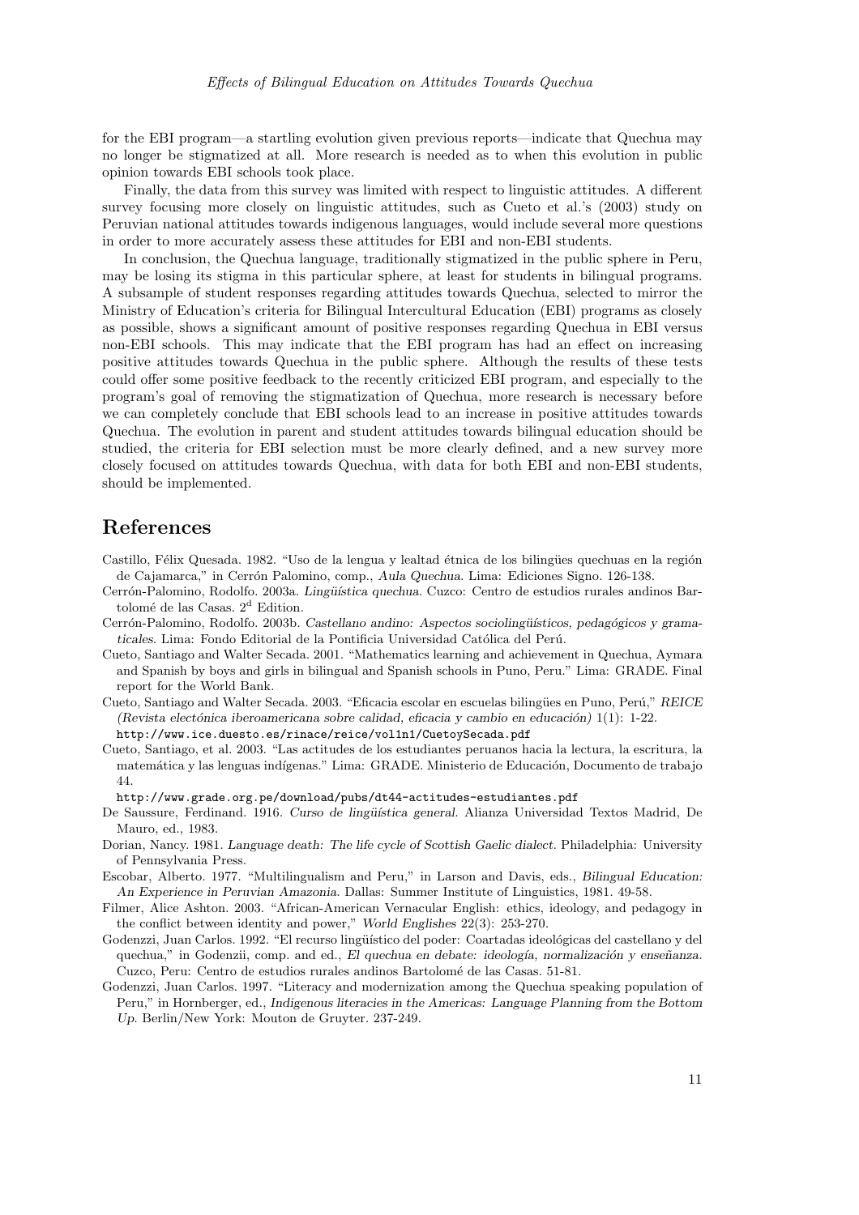for the EBI program—a startling evolution given previous reports—indicate that Quechua may no longer be stigmatized at all. More research is needed as to when this evolution in public opinion towards EBI schools took place.

Finally, the data from this survey was limited with respect to linguistic attitudes. A different survey focusing more closely on linguistic attitudes, such as Cueto et al.'s (2003) study on Peruvian national attitudes towards indigenous languages, would include several more questions in order to more accurately assess these attitudes for EBI and non-EBI students.

In conclusion, the Quechua language, traditionally stigmatized in the public sphere in Peru, may be losing its stigma in this particular sphere, at least for students in bilingual programs. A subsample of student responses regarding attitudes towards Quechua, selected to mirror the Ministry of Education's criteria for Bilingual Intercultural Education (EBI) programs as closely as possible, shows a significant amount of positive responses regarding Quechua in EBI versus non-EBI schools. This may indicate that the EBI program has had an effect on increasing positive attitudes towards Quechua in the public sphere. Although the results of these tests could offer some positive feedback to the recently criticized EBI program, and especially to the program's goal of removing the stigmatization of Quechua, more research is necessary before we can completely conclude that EBI schools lead to an increase in positive attitudes towards Quechua. The evolution in parent and student attitudes towards bilingual education should be studied, the criteria for EBI selection must be more clearly defined, and a new survey more closely focused on attitudes towards Quechua, with data for both EBI and non-EBI students, should be implemented.

## References

Castillo, Félix Quesada. 1982. "Uso de la lengua y lealtad étnica de los bilingües quechuas en la región de Cajamarca," in Cerrón Palomino, comp., *Aula Quechua*. Lima: Ediciones Signo. 126-138.

Cerrón-Palomino, Rodolfo. 2003a. *Lingüística quechua*. Cuzco: Centro de estudios rurales andinos Bartolomé de las Casas. 2[d] Edition.

Cerrón-Palomino, Rodolfo. 2003b. *Castellano andino: Aspectos sociolingüísticos, pedagógicos y gramaticales*. Lima: Fondo Editorial de la Pontificia Universidad Católica del Perú.

Cueto, Santiago and Walter Secada. 2001. "Mathematics learning and achievement in Quechua, Aymara and Spanish by boys and girls in bilingual and Spanish schools in Puno, Peru." Lima: GRADE. Final report for the World Bank.

Cueto, Santiago and Walter Secada. 2003. "Eficacia escolar en escuelas bilingües en Puno, Perú," *REICE (Revista electónica iberoamericana sobre calidad, eficacia y cambio en educación)* 1(1): 1-22. http://www.ice.duesto.es/rinace/reice/vol1n1/CuetoySecada.pdf

Cueto, Santiago, et al. 2003. "Las actitudes de los estudiantes peruanos hacia la lectura, la escritura, la matemática y las lenguas indígenas." Lima: GRADE. Ministerio de Educación, Documento de trabajo 44.
http://www.grade.org.pe/download/pubs/dt44-actitudes-estudiantes.pdf

De Saussure, Ferdinand. 1916. *Curso de lingüística general*. Alianza Universidad Textos Madrid, De Mauro, ed., 1983.

Dorian, Nancy. 1981. *Language death: The life cycle of Scottish Gaelic dialect*. Philadelphia: University of Pennsylvania Press.

Escobar, Alberto. 1977. "Multilingualism and Peru," in Larson and Davis, eds., *Bilingual Education: An Experience in Peruvian Amazonia*. Dallas: Summer Institute of Linguistics, 1981. 49-58.

Filmer, Alice Ashton. 2003. "African-American Vernacular English: ethics, ideology, and pedagogy in the conflict between identity and power," *World Englishes* 22(3): 253-270.

Godenzzi, Juan Carlos. 1992. "El recurso lingüístico del poder: Coartadas ideológicas del castellano y del quechua," in Godenzii, comp. and ed., *El quechua en debate: ideología, normalización y enseñanza*. Cuzco, Peru: Centro de estudios rurales andinos Bartolomé de las Casas. 51-81.

Godenzzi, Juan Carlos. 1997. "Literacy and modernization among the Quechua speaking population of Peru," in Hornberger, ed., *Indigenous literacies in the Americas: Language Planning from the Bottom Up*. Berlin/New York: Mouton de Gruyter. 237-249.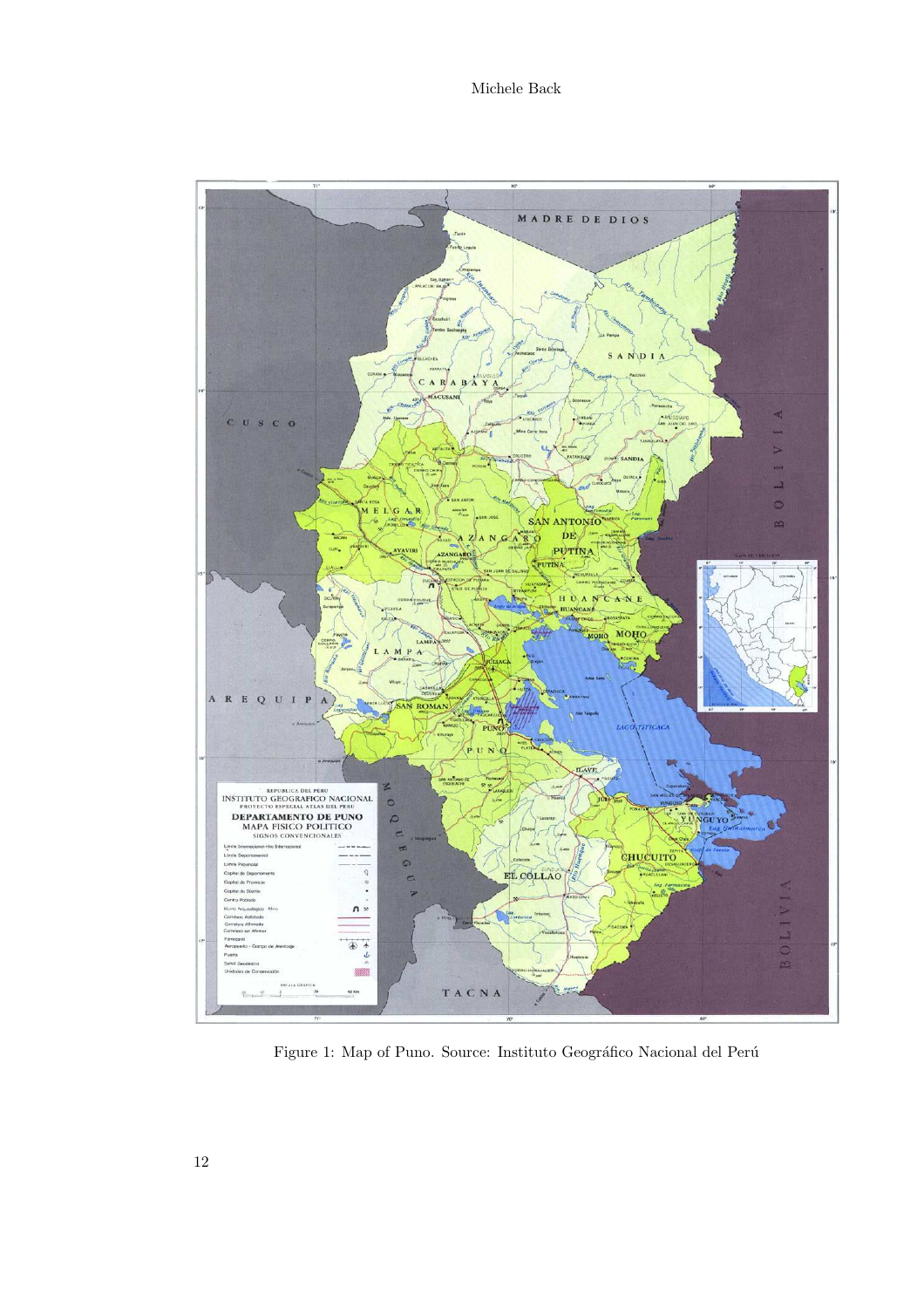Figure 1: Map of Puno. Source: Instituto Geográfico Nacional del Perú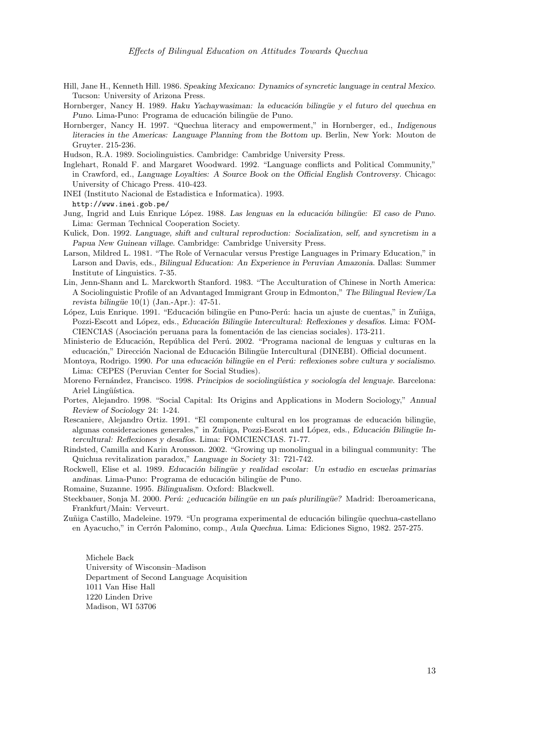Hill, Jane H., Kenneth Hill. 1986. *Speaking Mexicano: Dynamics of syncretic language in central Mexico*. Tucson: University of Arizona Press.

Hornberger, Nancy H. 1989. *Haku Yachaywasiman: la educación bilingüe y el futuro del quechua en Puno*. Lima-Puno: Programa de educación bilingüe de Puno.

Hornberger, Nancy H. 1997. "Quechua literacy and empowerment," in Hornberger, ed., *Indigenous literacies in the Americas: Language Planning from the Bottom up*. Berlin, New York: Mouton de Gruyter. 215-236.

Hudson, R.A. 1989. Sociolinguistics. Cambridge: Cambridge University Press.

Inglehart, Ronald F. and Margaret Woodward. 1992. "Language conflicts and Political Community," in Crawford, ed., *Language Loyalties: A Source Book on the Official English Controversy*. Chicago: University of Chicago Press. 410-423.

INEI (Instituto Nacional de Estadistica e Informatica). 1993. `http://www.inei.gob.pe/`

Jung, Ingrid and Luis Enrique López. 1988. *Las lenguas en la educación bilingüe: El caso de Puno*. Lima: German Technical Cooperation Society.

Kulick, Don. 1992. *Language, shift and cultural reproduction: Socialization, self, and syncretism in a Papua New Guinean village*. Cambridge: Cambridge University Press.

Larson, Mildred L. 1981. "The Role of Vernacular versus Prestige Languages in Primary Education," in Larson and Davis, eds., *Bilingual Education: An Experience in Peruvian Amazonia*. Dallas: Summer Institute of Linguistics. 7-35.

Lin, Jenn-Shann and L. Marckworth Stanford. 1983. "The Acculturation of Chinese in North America: A Sociolinguistic Profile of an Advantaged Immigrant Group in Edmonton," *The Bilingual Review/La revista bilingüe* 10(1) (Jan.-Apr.): 47-51.

López, Luis Enrique. 1991. "Educación bilingüe en Puno-Perú: hacia un ajuste de cuentas," in Zuñiga, Pozzi-Escott and López, eds., *Educación Bilingüe Intercultural: Reflexiones y desafíos*. Lima: FOMCIENCIAS (Asociación peruana para la fomentación de las ciencias sociales). 173-211.

Ministerio de Educación, República del Perú. 2002. "Programa nacional de lenguas y culturas en la educación," Dirección Nacional de Educación Bilingüe Intercultural (DINEBI). Official document.

Montoya, Rodrigo. 1990. *Por una educación bilingüe en el Perú: reflexiones sobre cultura y socialismo*. Lima: CEPES (Peruvian Center for Social Studies).

Moreno Fernández, Francisco. 1998. *Principios de sociolingüística y sociología del lenguaje*. Barcelona: Ariel Lingüística.

Portes, Alejandro. 1998. "Social Capital: Its Origins and Applications in Modern Sociology," *Annual Review of Sociology* 24: 1-24.

Rescaniere, Alejandro Ortiz. 1991. "El componente cultural en los programas de educación bilingüe, algunas consideraciones generales," in Zuñiga, Pozzi-Escott and López, eds., *Educación Bilingüe Intercultural: Reflexiones y desafíos*. Lima: FOMCIENCIAS. 71-77.

Rindsted, Camilla and Karin Aronsson. 2002. "Growing up monolingual in a bilingual community: The Quichua revitalization paradox," *Language in Society* 31: 721-742.

Rockwell, Elise et al. 1989. *Educación bilingüe y realidad escolar: Un estudio en escuelas primarias andinas*. Lima-Puno: Programa de educación bilingüe de Puno.

Romaine, Suzanne. 1995. *Bilingualism*. Oxford: Blackwell.

Steckbauer, Sonja M. 2000. *Perú: ¿educación bilingüe en un país plurilingüe?* Madrid: Iberoamericana, Frankfurt/Main: Verveurt.

Zuñiga Castillo, Madeleine. 1979. "Un programa experimental de educación bilingüe quechua-castellano en Ayacucho," in Cerrón Palomino, comp., *Aula Quechua*. Lima: Ediciones Signo, 1982. 257-275.

Michele Back
University of Wisconsin–Madison
Department of Second Language Acquisition
1011 Van Hise Hall
1220 Linden Drive
Madison, WI 53706